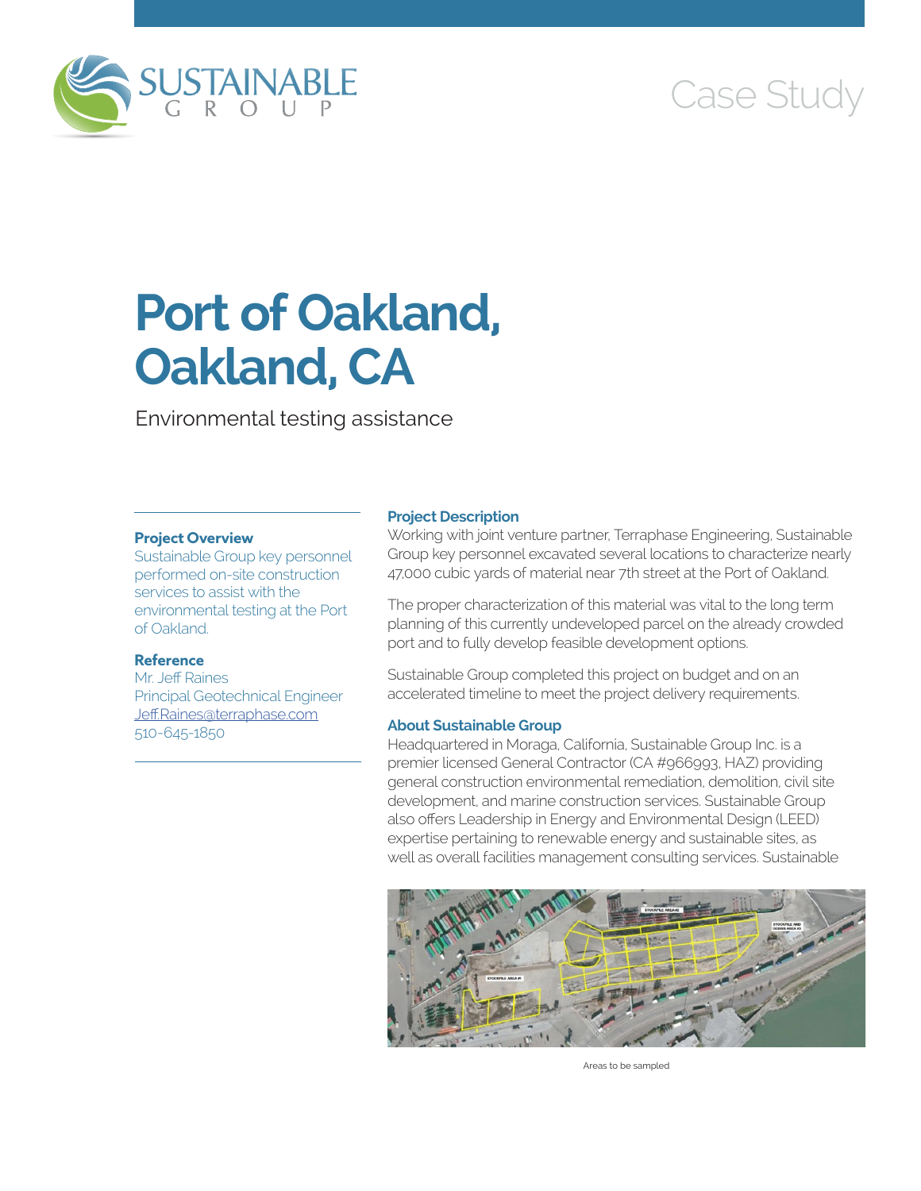Case Study

# Port of Oakland, Oakland, CA

Environmental testing assistance

### Project Overview

Sustainable Group key personnel performed on-site construction services to assist with the environmental testing at the Port of Oakland.

### Reference

Mr. Jeff Raines
Principal Geotechnical Engineer
Jeff.Raines@terraphase.com
510-645-1850

### Project Description

Working with joint venture partner, Terraphase Engineering, Sustainable Group key personnel excavated several locations to characterize nearly 47,000 cubic yards of material near 7th street at the Port of Oakland.

The proper characterization of this material was vital to the long term planning of this currently undeveloped parcel on the already crowded port and to fully develop feasible development options.

Sustainable Group completed this project on budget and on an accelerated timeline to meet the project delivery requirements.

### About Sustainable Group

Headquartered in Moraga, California, Sustainable Group Inc. is a premier licensed General Contractor (CA #966993, HAZ) providing general construction environmental remediation, demolition, civil site development, and marine construction services. Sustainable Group also offers Leadership in Energy and Environmental Design (LEED) expertise pertaining to renewable energy and sustainable sites, as well as overall facilities management consulting services. Sustainable

Areas to be sampled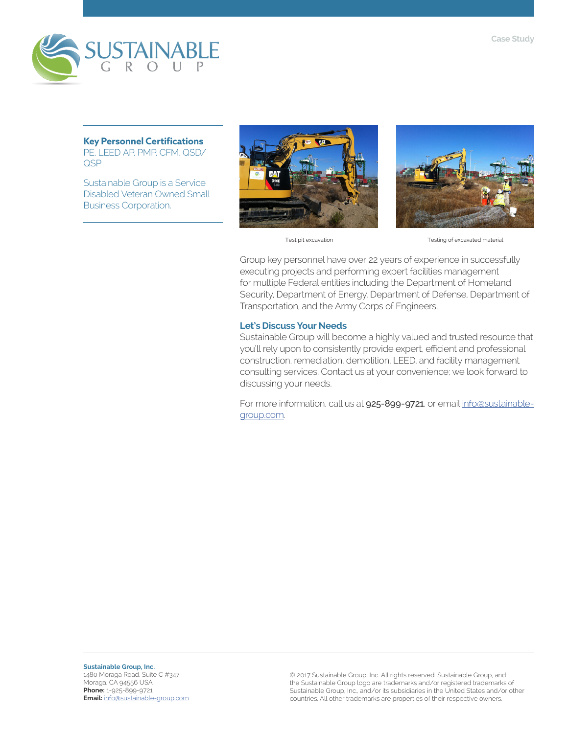**Key Personnel Certifications**
PE, LEED AP, PMP, CFM, QSD/QSP

Sustainable Group is a Service Disabled Veteran Owned Small Business Corporation.

Test pit excavation

Testing of excavated material

Group key personnel have over 22 years of experience in successfully executing projects and performing expert facilities management for multiple Federal entities including the Department of Homeland Security, Department of Energy, Department of Defense, Department of Transportation, and the Army Corps of Engineers.

## Let's Discuss Your Needs

Sustainable Group will become a highly valued and trusted resource that you'll rely upon to consistently provide expert, efficient and professional construction, remediation, demolition, LEED, and facility management consulting services. Contact us at your convenience; we look forward to discussing your needs.

For more information, call us at **925-899-9721**, or email info@sustainable-group.com.

**Sustainable Group, Inc.**
1480 Moraga Road, Suite C #347
Moraga, CA 94556 USA
**Phone:** 1-925-899-9721
**Email:** info@sustainable-group.com

© 2017 Sustainable Group, Inc. All rights reserved. Sustainable Group, and the Sustainable Group logo are trademarks and/or registered trademarks of Sustainable Group, Inc., and/or its subsidiaries in the United States and/or other countries. All other trademarks are properties of their respective owners.